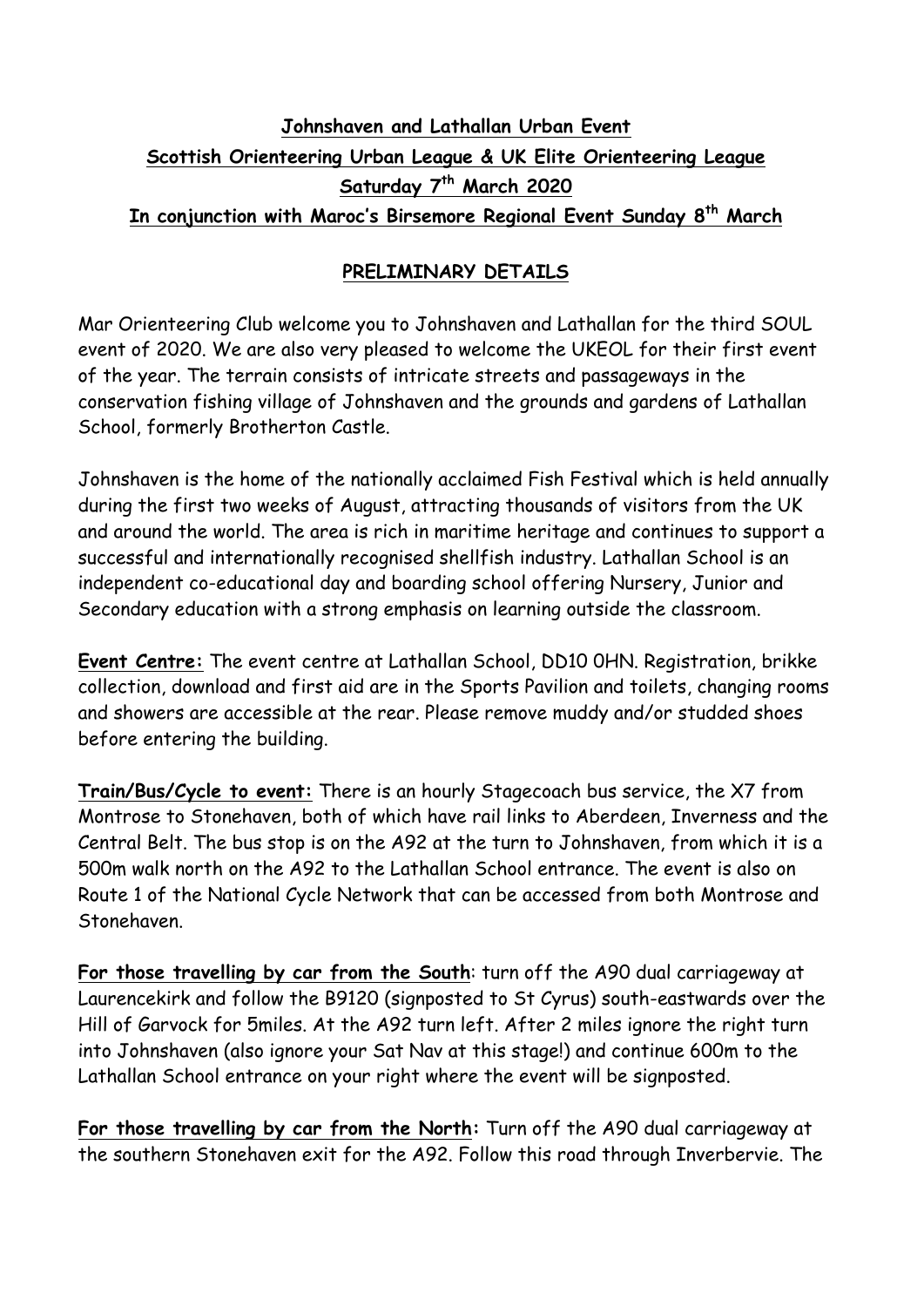# Johnshaven and Lathallan Urban Event

## Scottish Orienteering Urban League & UK Elite Orienteering League

## Saturday 7th March 2020

## In conjunction with Maroc's Birsemore Regional Event Sunday 8th March

### PRELIMINARY DETAILS

Mar Orienteering Club welcome you to Johnshaven and Lathallan for the third SOUL event of 2020. We are also very pleased to welcome the UKEOL for their first event of the year. The terrain consists of intricate streets and passageways in the conservation fishing village of Johnshaven and the grounds and gardens of Lathallan School, formerly Brotherton Castle.

Johnshaven is the home of the nationally acclaimed Fish Festival which is held annually during the first two weeks of August, attracting thousands of visitors from the UK and around the world. The area is rich in maritime heritage and continues to support a successful and internationally recognised shellfish industry. Lathallan School is an independent co-educational day and boarding school offering Nursery, Junior and Secondary education with a strong emphasis on learning outside the classroom.

**Event Centre:** The event centre at Lathallan School, DD10 0HN. Registration, brikke collection, download and first aid are in the Sports Pavilion and toilets, changing rooms and showers are accessible at the rear. Please remove muddy and/or studded shoes before entering the building.

**Train/Bus/Cycle to event:** There is an hourly Stagecoach bus service, the X7 from Montrose to Stonehaven, both of which have rail links to Aberdeen, Inverness and the Central Belt. The bus stop is on the A92 at the turn to Johnshaven, from which it is a 500m walk north on the A92 to the Lathallan School entrance. The event is also on Route 1 of the National Cycle Network that can be accessed from both Montrose and Stonehaven.

**For those travelling by car from the South**: turn off the A90 dual carriageway at Laurencekirk and follow the B9120 (signposted to St Cyrus) south-eastwards over the Hill of Garvock for 5miles. At the A92 turn left. After 2 miles ignore the right turn into Johnshaven (also ignore your Sat Nav at this stage!) and continue 600m to the Lathallan School entrance on your right where the event will be signposted.

**For those travelling by car from the North:** Turn off the A90 dual carriageway at the southern Stonehaven exit for the A92. Follow this road through Inverbervie. The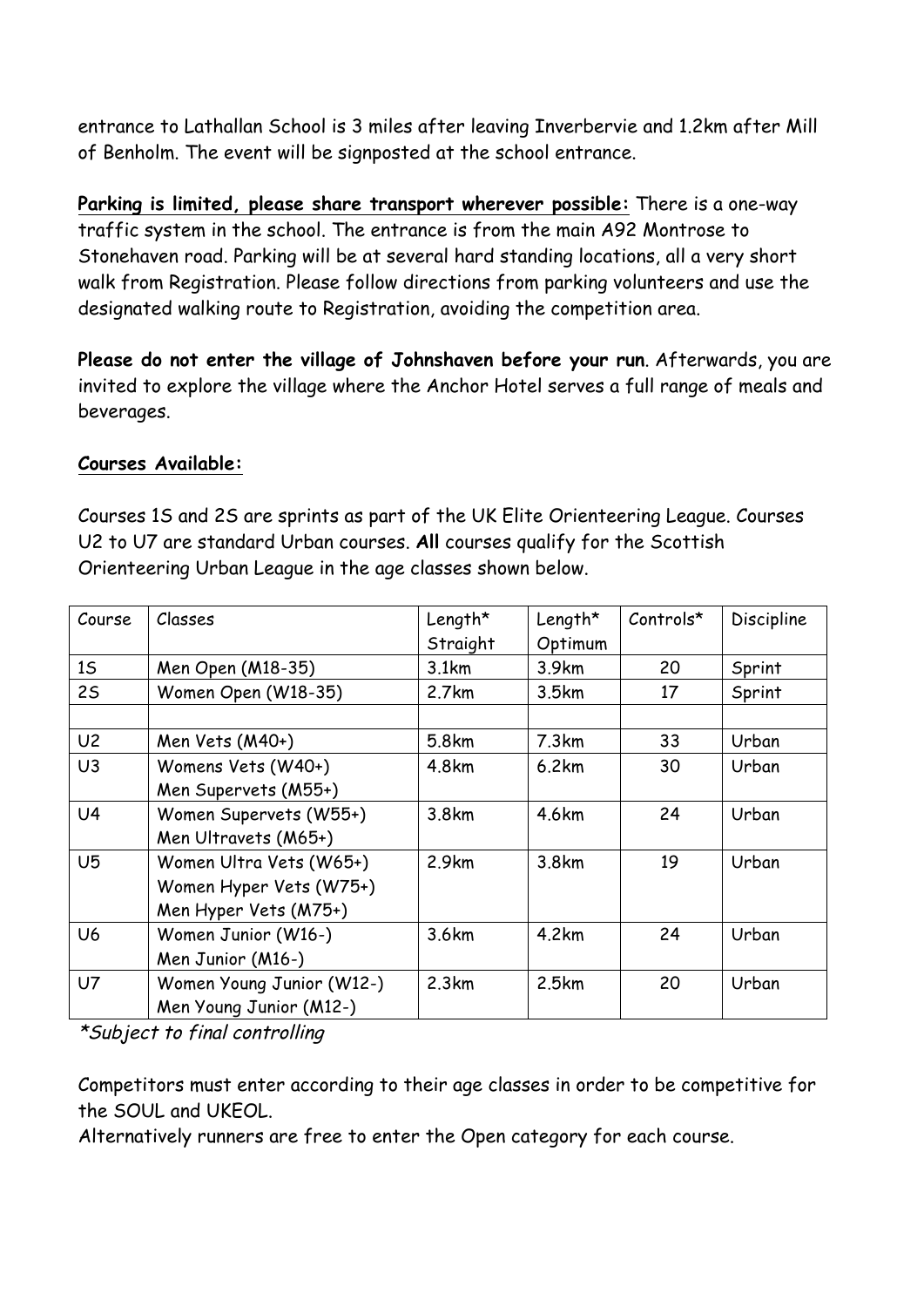entrance to Lathallan School is 3 miles after leaving Inverbervie and 1.2km after Mill of Benholm. The event will be signposted at the school entrance.

**Parking is limited, please share transport wherever possible:** There is a one-way traffic system in the school. The entrance is from the main A92 Montrose to Stonehaven road. Parking will be at several hard standing locations, all a very short walk from Registration. Please follow directions from parking volunteers and use the designated walking route to Registration, avoiding the competition area.

**Please do not enter the village of Johnshaven before your run**. Afterwards, you are invited to explore the village where the Anchor Hotel serves a full range of meals and beverages.

**Courses Available:**

Courses 1S and 2S are sprints as part of the UK Elite Orienteering League. Courses U2 to U7 are standard Urban courses. **All** courses qualify for the Scottish Orienteering Urban League in the age classes shown below.

| Course | Classes | Length* Straight | Length* Optimum | Controls* | Discipline |
|---|---|---|---|---|---|
| 1S | Men Open (M18-35) | 3.1km | 3.9km | 20 | Sprint |
| 2S | Women Open (W18-35) | 2.7km | 3.5km | 17 | Sprint |
| | | | | | |
| U2 | Men Vets (M40+) | 5.8km | 7.3km | 33 | Urban |
| U3 | Womens Vets (W40+)<br>Men Supervets (M55+) | 4.8km | 6.2km | 30 | Urban |
| U4 | Women Supervets (W55+)<br>Men Ultravets (M65+) | 3.8km | 4.6km | 24 | Urban |
| U5 | Women Ultra Vets (W65+)<br>Women Hyper Vets (W75+)<br>Men Hyper Vets (M75+) | 2.9km | 3.8km | 19 | Urban |
| U6 | Women Junior (W16-)<br>Men Junior (M16-) | 3.6km | 4.2km | 24 | Urban |
| U7 | Women Young Junior (W12-)<br>Men Young Junior (M12-) | 2.3km | 2.5km | 20 | Urban |

*\*Subject to final controlling*

Competitors must enter according to their age classes in order to be competitive for the SOUL and UKEOL.
Alternatively runners are free to enter the Open category for each course.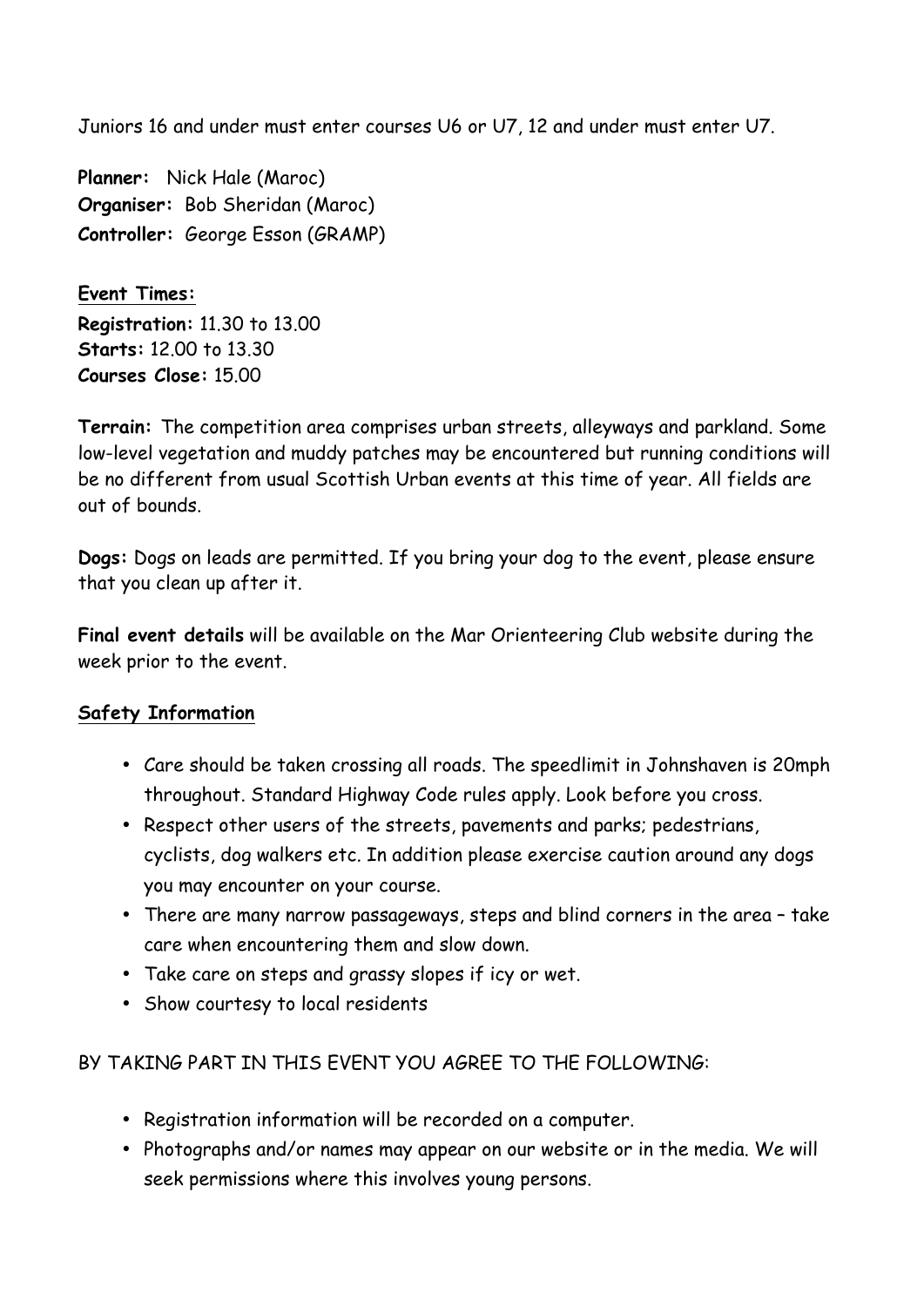Juniors 16 and under must enter courses U6 or U7, 12 and under must enter U7.

**Planner:** Nick Hale (Maroc)
**Organiser:** Bob Sheridan (Maroc)
**Controller:** George Esson (GRAMP)

**Event Times:**
**Registration:** 11.30 to 13.00
**Starts:** 12.00 to 13.30
**Courses Close:** 15.00

**Terrain:** The competition area comprises urban streets, alleyways and parkland. Some low-level vegetation and muddy patches may be encountered but running conditions will be no different from usual Scottish Urban events at this time of year. All fields are out of bounds.

**Dogs:** Dogs on leads are permitted. If you bring your dog to the event, please ensure that you clean up after it.

**Final event details** will be available on the Mar Orienteering Club website during the week prior to the event.

**Safety Information**

- Care should be taken crossing all roads. The speedlimit in Johnshaven is 20mph throughout. Standard Highway Code rules apply. Look before you cross.
- Respect other users of the streets, pavements and parks; pedestrians, cyclists, dog walkers etc. In addition please exercise caution around any dogs you may encounter on your course.
- There are many narrow passageways, steps and blind corners in the area – take care when encountering them and slow down.
- Take care on steps and grassy slopes if icy or wet.
- Show courtesy to local residents

BY TAKING PART IN THIS EVENT YOU AGREE TO THE FOLLOWING:

- Registration information will be recorded on a computer.
- Photographs and/or names may appear on our website or in the media. We will seek permissions where this involves young persons.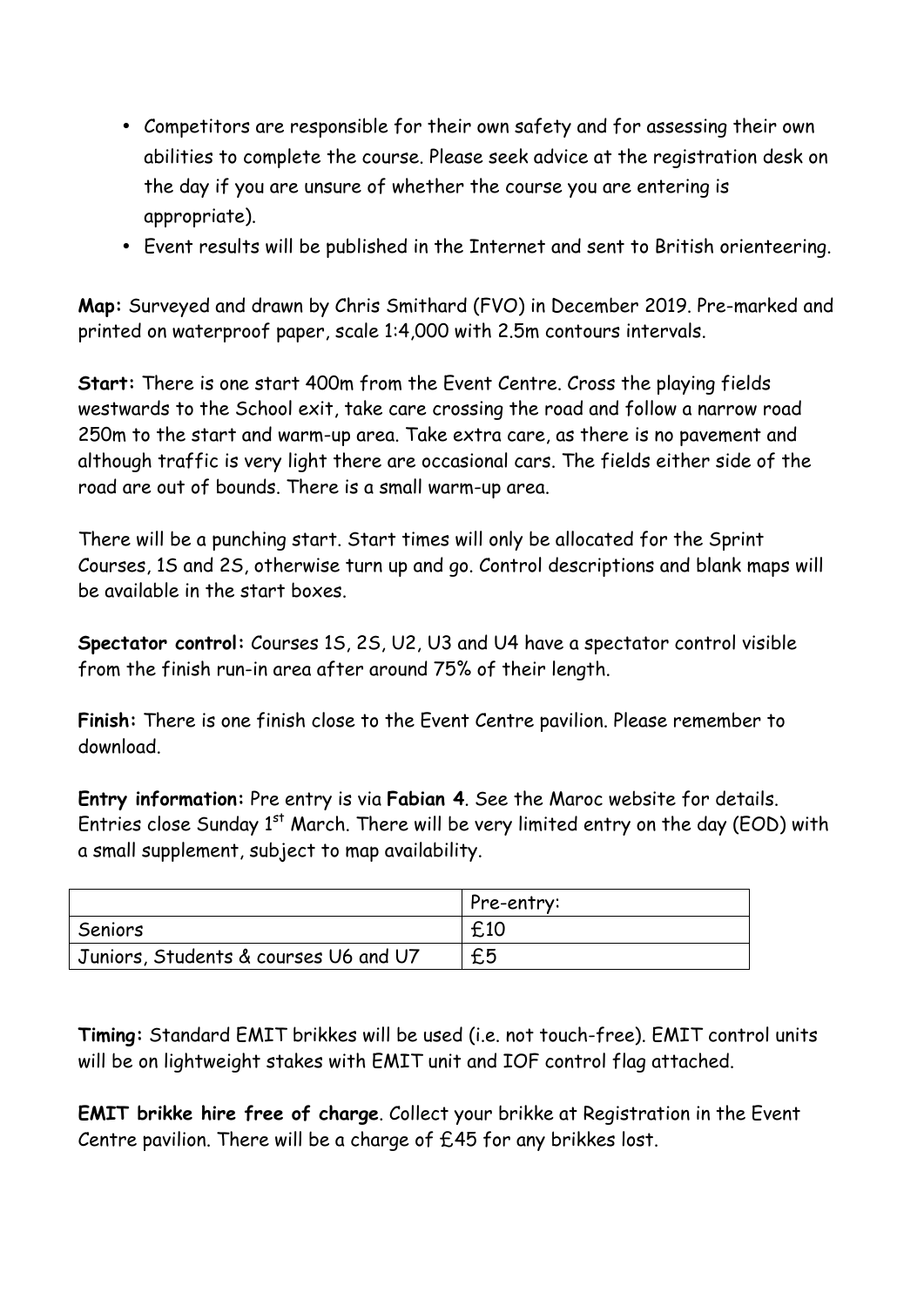- Competitors are responsible for their own safety and for assessing their own abilities to complete the course. Please seek advice at the registration desk on the day if you are unsure of whether the course you are entering is appropriate).
- Event results will be published in the Internet and sent to British orienteering.

**Map:** Surveyed and drawn by Chris Smithard (FVO) in December 2019. Pre-marked and printed on waterproof paper, scale 1:4,000 with 2.5m contours intervals.

**Start:** There is one start 400m from the Event Centre. Cross the playing fields westwards to the School exit, take care crossing the road and follow a narrow road 250m to the start and warm-up area. Take extra care, as there is no pavement and although traffic is very light there are occasional cars. The fields either side of the road are out of bounds. There is a small warm-up area.

There will be a punching start. Start times will only be allocated for the Sprint Courses, 1S and 2S, otherwise turn up and go. Control descriptions and blank maps will be available in the start boxes.

**Spectator control:** Courses 1S, 2S, U2, U3 and U4 have a spectator control visible from the finish run-in area after around 75% of their length.

**Finish:** There is one finish close to the Event Centre pavilion. Please remember to download.

**Entry information:** Pre entry is via **Fabian 4**. See the Maroc website for details. Entries close Sunday 1st March. There will be very limited entry on the day (EOD) with a small supplement, subject to map availability.

| | Pre-entry: |
|---|---|
| Seniors | £10 |
| Juniors, Students & courses U6 and U7 | £5 |

**Timing:** Standard EMIT brikkes will be used (i.e. not touch-free). EMIT control units will be on lightweight stakes with EMIT unit and IOF control flag attached.

**EMIT brikke hire free of charge**. Collect your brikke at Registration in the Event Centre pavilion. There will be a charge of £45 for any brikkes lost.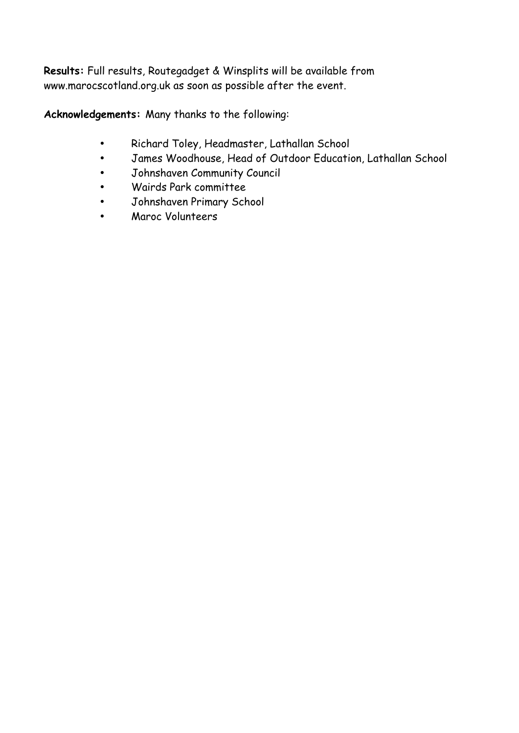**Results:** Full results, Routegadget & Winsplits will be available from www.marocscotland.org.uk as soon as possible after the event.

**Acknowledgements:** Many thanks to the following:

- Richard Toley, Headmaster, Lathallan School
- James Woodhouse, Head of Outdoor Education, Lathallan School
- Johnshaven Community Council
- Wairds Park committee
- Johnshaven Primary School
- Maroc Volunteers